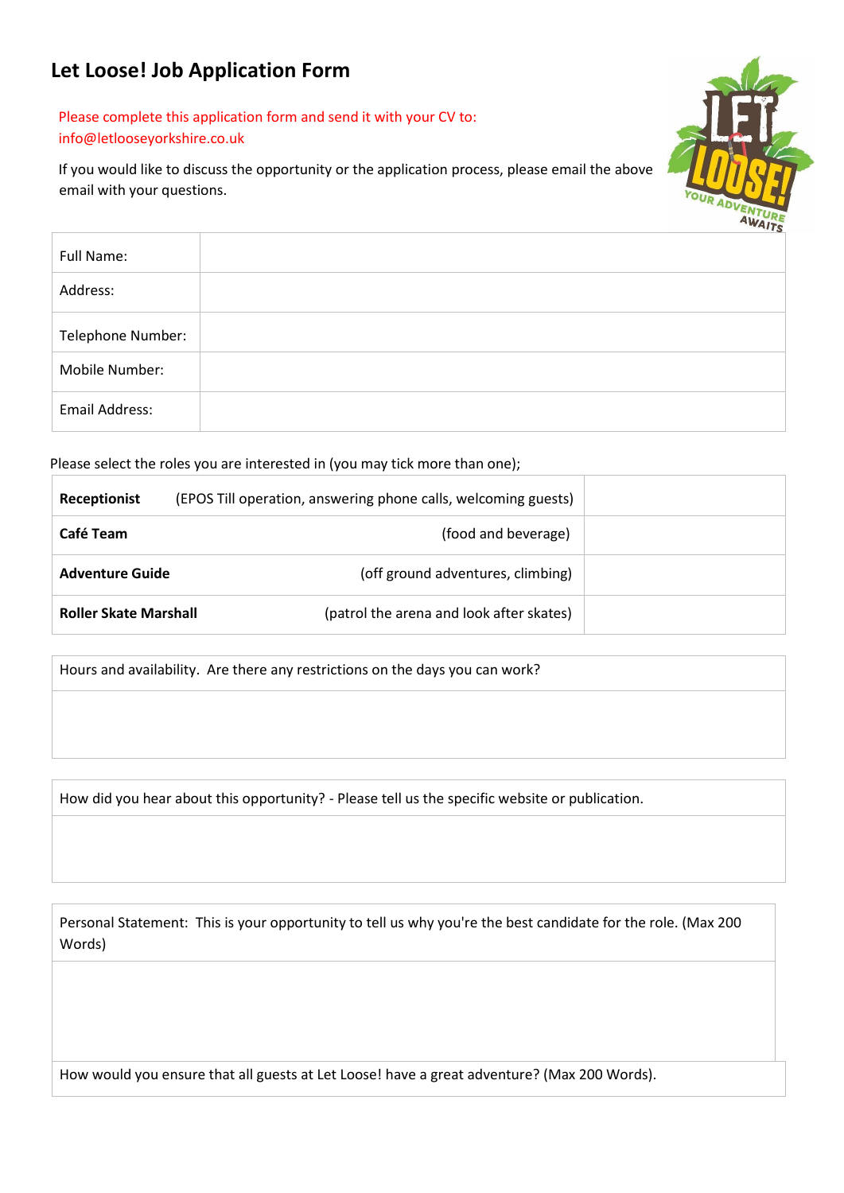# Let Loose! Job Application Form

Please complete this application form and send it with your CV to: info@letlooseyorkshire.co.uk

If you would like to discuss the opportunity or the application process, please email the above email with your questions.

| | |
|---|---|
| Full Name: | |
| Address: | |
| Telephone Number: | |
| Mobile Number: | |
| Email Address: | |

Please select the roles you are interested in (you may tick more than one);

| Role | Description | |
|---|---|---|
| **Receptionist** | (EPOS Till operation, answering phone calls, welcoming guests) | |
| **Café Team** | (food and beverage) | |
| **Adventure Guide** | (off ground adventures, climbing) | |
| **Roller Skate Marshall** | (patrol the arena and look after skates) | |

| Hours and availability. Are there any restrictions on the days you can work? |
|---|
| |

| How did you hear about this opportunity? - Please tell us the specific website or publication. |
|---|
| |

| Personal Statement: This is your opportunity to tell us why you're the best candidate for the role. (Max 200 Words) |
|---|
| |

| How would you ensure that all guests at Let Loose! have a great adventure? (Max 200 Words). |
|---|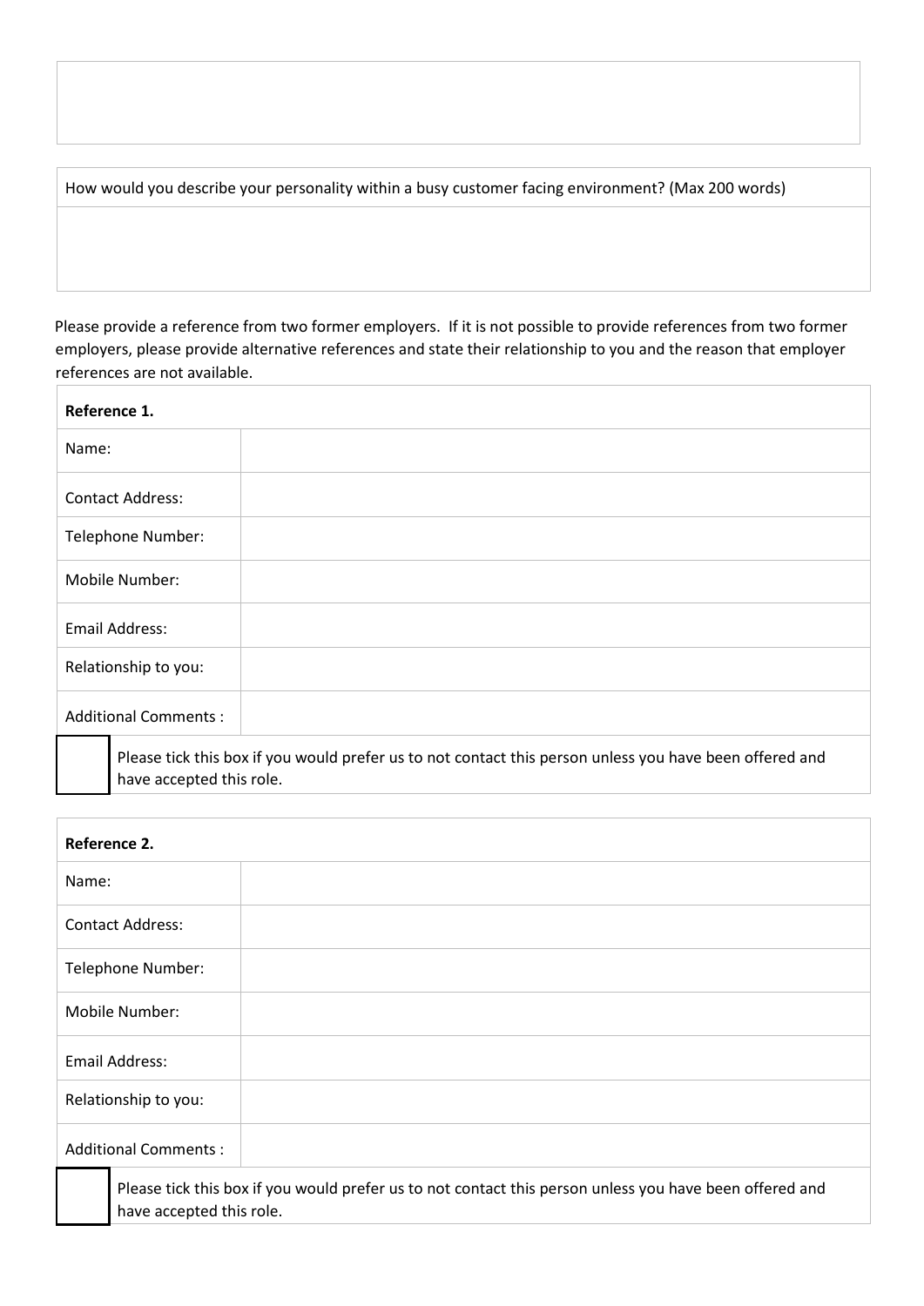How would you describe your personality within a busy customer facing environment? (Max 200 words)

Please provide a reference from two former employers. If it is not possible to provide references from two former employers, please provide alternative references and state their relationship to you and the reason that employer references are not available.

| **Reference 1.** | |
|---|---|
| Name: | |
| Contact Address: | |
| Telephone Number: | |
| Mobile Number: | |
| Email Address: | |
| Relationship to you: | |
| Additional Comments : | |

☐ Please tick this box if you would prefer us to not contact this person unless you have been offered and have accepted this role.

| **Reference 2.** | |
|---|---|
| Name: | |
| Contact Address: | |
| Telephone Number: | |
| Mobile Number: | |
| Email Address: | |
| Relationship to you: | |
| Additional Comments : | |

☐ Please tick this box if you would prefer us to not contact this person unless you have been offered and have accepted this role.